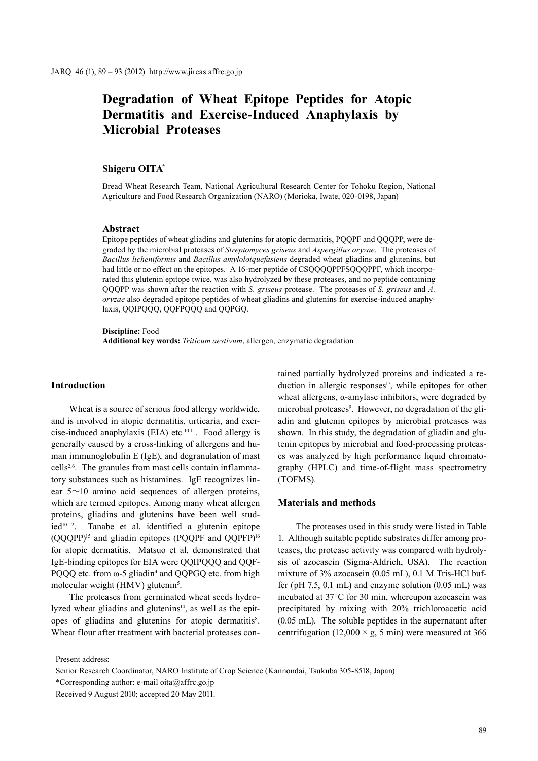// Degradation of Wheat Epitope Peptides for Atopic Dermatitis and Exercise-Induced Anaphylaxis by Microbial Proteases

# Degradation of Wheat Epitope Peptides for Atopic Dermatitis and Exercise-Induced Anaphylaxis by Microbial Proteases

**Shigeru OITA***

Bread Wheat Research Team, National Agricultural Research Center for Tohoku Region, National Agriculture and Food Research Organization (NARO) (Morioka, Iwate, 020-0198, Japan)

### Abstract

Epitope peptides of wheat gliadins and glutenins for atopic dermatitis, PQQPF and QQQPP, were degraded by the microbial proteases of *Streptomyces griseus* and *Aspergillus oryzae*. The proteases of *Bacillus licheniformis* and *Bacillus amyloloiquefasiens* degraded wheat gliadins and glutenins, but had little or no effect on the epitopes. A 16-mer peptide of CS<u>QQQPP</u>FS<u>QQQPP</u>F, which incorporated this glutenin epitope twice, was also hydrolyzed by these proteases, and no peptide containing QQQPP was shown after the reaction with *S. griseus* protease. The proteases of *S. griseus* and *A. oryzae* also degraded epitope peptides of wheat gliadins and glutenins for exercise-induced anaphylaxis, QQIPQQQ, QQFPQQQ and QQPGQ.

**Discipline:** Food
**Additional key words:** *Triticum aestivum*, allergen, enzymatic degradation

## Introduction

Wheat is a source of serious food allergy worldwide, and is involved in atopic dermatitis, urticaria, and exercise-induced anaphylaxis (EIA) etc.[10,11]. Food allergy is generally caused by a cross-linking of allergens and human immunoglobulin E (IgE), and degranulation of mast cells[2,6]. The granules from mast cells contain inflammatory substances such as histamines. IgE recognizes linear 5～10 amino acid sequences of allergen proteins, which are termed epitopes. Among many wheat allergen proteins, gliadins and glutenins have been well studied[10-12]. Tanabe et al. identified a glutenin epitope (QQQPP)[15] and gliadin epitopes (PQQPF and QQPFP)[16] for atopic dermatitis. Matsuo et al. demonstrated that IgE-binding epitopes for EIA were QQIPQQQ and QQFPQQQ etc. from ω-5 gliadin[4] and QQPGQ etc. from high molecular weight (HMV) glutenin[5].

The proteases from germinated wheat seeds hydrolyzed wheat gliadins and glutenins[14], as well as the epitopes of gliadins and glutenins for atopic dermatitis[8]. Wheat flour after treatment with bacterial proteases contained partially hydrolyzed proteins and indicated a reduction in allergic responses[17], while epitopes for other wheat allergens, α-amylase inhibitors, were degraded by microbial proteases[9]. However, no degradation of the gliadin and glutenin epitopes by microbial proteases was shown. In this study, the degradation of gliadin and glutenin epitopes by microbial and food-processing proteases was analyzed by high performance liquid chromatography (HPLC) and time-of-flight mass spectrometry (TOFMS).

## Materials and methods

The proteases used in this study were listed in Table 1. Although suitable peptide substrates differ among proteases, the protease activity was compared with hydrolysis of azocasein (Sigma-Aldrich, USA). The reaction mixture of 3% azocasein (0.05 mL), 0.1 M Tris-HCl buffer (pH 7.5, 0.1 mL) and enzyme solution (0.05 mL) was incubated at 37°C for 30 min, whereupon azocasein was precipitated by mixing with 20% trichloroacetic acid (0.05 mL). The soluble peptides in the supernatant after centrifugation (12,000 × g, 5 min) were measured at 366

---

Present address:
Senior Research Coordinator, NARO Institute of Crop Science (Kannondai, Tsukuba 305-8518, Japan)
*Corresponding author: e-mail oita@affrc.go.jp
Received 9 August 2010; accepted 20 May 2011.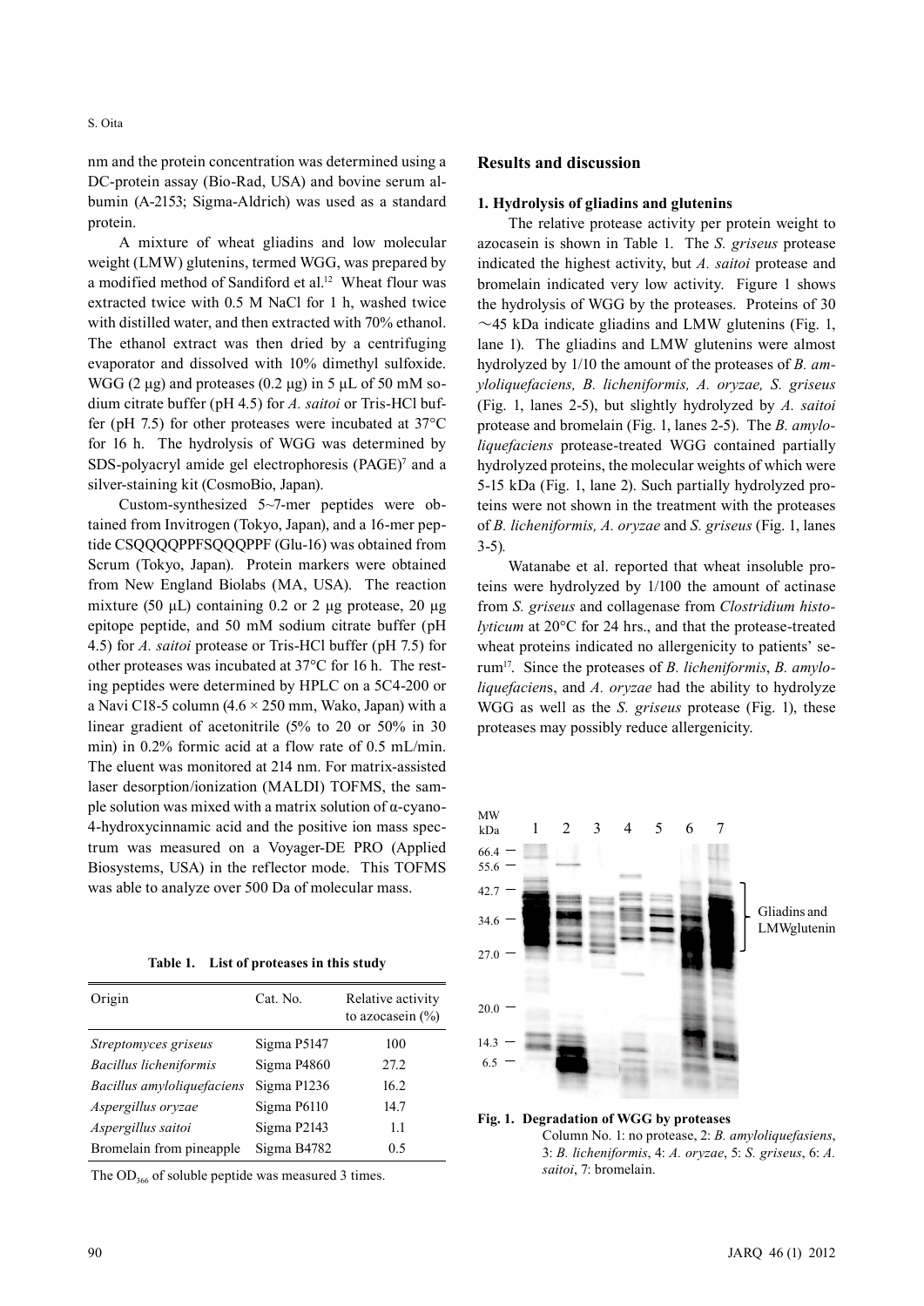nm and the protein concentration was determined using a DC-protein assay (Bio-Rad, USA) and bovine serum albumin (A-2153; Sigma-Aldrich) was used as a standard protein.

A mixture of wheat gliadins and low molecular weight (LMW) glutenins, termed WGG, was prepared by a modified method of Sandiford et al.[12] Wheat flour was extracted twice with 0.5 M NaCl for 1 h, washed twice with distilled water, and then extracted with 70% ethanol. The ethanol extract was then dried by a centrifuging evaporator and dissolved with 10% dimethyl sulfoxide. WGG (2 µg) and proteases (0.2 µg) in 5 µL of 50 mM sodium citrate buffer (pH 4.5) for *A. saitoi* or Tris-HCl buffer (pH 7.5) for other proteases were incubated at 37°C for 16 h. The hydrolysis of WGG was determined by SDS-polyacryl amide gel electrophoresis (PAGE)[7] and a silver-staining kit (CosmoBio, Japan).

Custom-synthesized 5~7-mer peptides were obtained from Invitrogen (Tokyo, Japan), and a 16-mer peptide CSQQQQPPFSQQQPPF (Glu-16) was obtained from Scrum (Tokyo, Japan). Protein markers were obtained from New England Biolabs (MA, USA). The reaction mixture (50 µL) containing 0.2 or 2 µg protease, 20 µg epitope peptide, and 50 mM sodium citrate buffer (pH 4.5) for *A. saitoi* protease or Tris-HCl buffer (pH 7.5) for other proteases was incubated at 37°C for 16 h. The resting peptides were determined by HPLC on a 5C4-200 or a Navi C18-5 column (4.6 × 250 mm, Wako, Japan) with a linear gradient of acetonitrile (5% to 20 or 50% in 30 min) in 0.2% formic acid at a flow rate of 0.5 mL/min. The eluent was monitored at 214 nm. For matrix-assisted laser desorption/ionization (MALDI) TOFMS, the sample solution was mixed with a matrix solution of α-cyano-4-hydroxycinnamic acid and the positive ion mass spectrum was measured on a Voyager-DE PRO (Applied Biosystems, USA) in the reflector mode. This TOFMS was able to analyze over 500 Da of molecular mass.

**Table 1. List of proteases in this study**

| Origin | Cat. No. | Relative activity to azocasein (%) |
|---|---|---|
| *Streptomyces griseus* | Sigma P5147 | 100 |
| *Bacillus licheniformis* | Sigma P4860 | 27.2 |
| *Bacillus amyloliquefaciens* | Sigma P1236 | 16.2 |
| *Aspergillus oryzae* | Sigma P6110 | 14.7 |
| *Aspergillus saitoi* | Sigma P2143 | 1.1 |
| Bromelain from pineapple | Sigma B4782 | 0.5 |

The $OD_{366}$ of soluble peptide was measured 3 times.

## Results and discussion

### 1. Hydrolysis of gliadins and glutenins

The relative protease activity per protein weight to azocasein is shown in Table 1. The *S. griseus* protease indicated the highest activity, but *A. saitoi* protease and bromelain indicated very low activity. Figure 1 shows the hydrolysis of WGG by the proteases. Proteins of 30 ~45 kDa indicate gliadins and LMW glutenins (Fig. 1, lane 1). The gliadins and LMW glutenins were almost hydrolyzed by 1/10 the amount of the proteases of *B. amyloliquefaciens, B. licheniformis, A. oryzae, S. griseus* (Fig. 1, lanes 2-5), but slightly hydrolyzed by *A. saitoi* protease and bromelain (Fig. 1, lanes 2-5). The *B. amyloliquefaciens* protease-treated WGG contained partially hydrolyzed proteins, the molecular weights of which were 5-15 kDa (Fig. 1, lane 2). Such partially hydrolyzed proteins were not shown in the treatment with the proteases of *B. licheniformis, A. oryzae* and *S. griseus* (Fig. 1, lanes 3-5).

Watanabe et al. reported that wheat insoluble proteins were hydrolyzed by 1/100 the amount of actinase from *S. griseus* and collagenase from *Clostridium histolyticum* at 20°C for 24 hrs., and that the protease-treated wheat proteins indicated no allergenicity to patients' serum[17]. Since the proteases of *B. licheniformis*, *B. amyloliquefaciens*, and *A. oryzae* had the ability to hydrolyze WGG as well as the *S. griseus* protease (Fig. 1), these proteases may possibly reduce allergenicity.

**Fig. 1. Degradation of WGG by proteases**
Column No. 1: no protease, 2: *B. amyloliquefasiens*, 3: *B. licheniformis*, 4: *A. oryzae*, 5: *S. griseus*, 6: *A. saitoi*, 7: bromelain.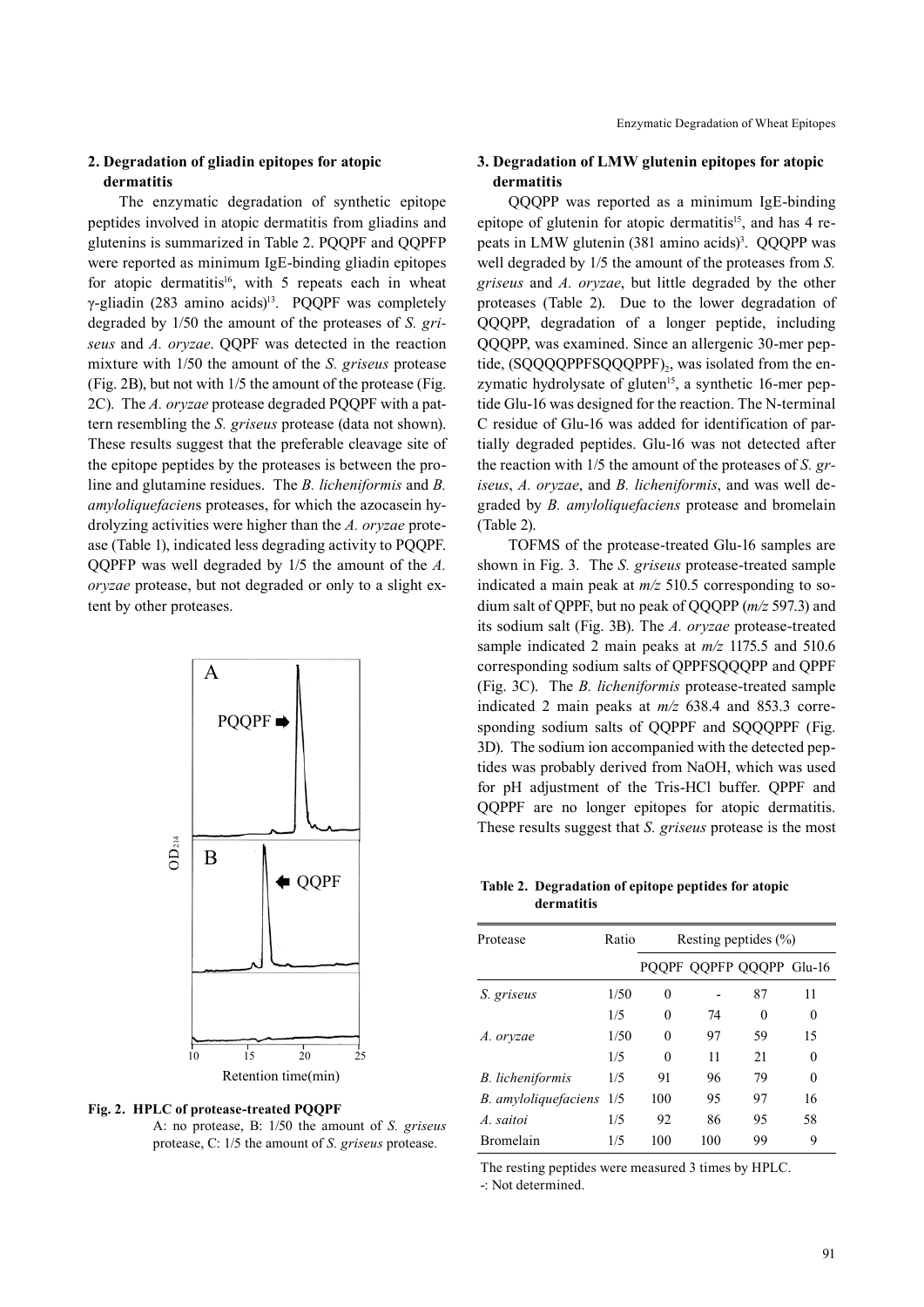## 2. Degradation of gliadin epitopes for atopic dermatitis

The enzymatic degradation of synthetic epitope peptides involved in atopic dermatitis from gliadins and glutenins is summarized in Table 2. PQQPF and QQPFP were reported as minimum IgE-binding gliadin epitopes for atopic dermatitis[16], with 5 repeats each in wheat γ-gliadin (283 amino acids)[13]. PQQPF was completely degraded by 1/50 the amount of the proteases of *S. griseus* and *A. oryzae*. QQPF was detected in the reaction mixture with 1/50 the amount of the *S. griseus* protease (Fig. 2B), but not with 1/5 the amount of the protease (Fig. 2C). The *A. oryzae* protease degraded PQQPF with a pattern resembling the *S. griseus* protease (data not shown). These results suggest that the preferable cleavage site of the epitope peptides by the proteases is between the proline and glutamine residues. The *B. licheniformis* and *B. amyloliquefaciens* proteases, for which the azocasein hydrolyzing activities were higher than the *A. oryzae* protease (Table 1), indicated less degrading activity to PQQPF. QQPFP was well degraded by 1/5 the amount of the *A. oryzae* protease, but not degraded or only to a slight extent by other proteases.

**Fig. 2. HPLC of protease-treated PQQPF**
A: no protease, B: 1/50 the amount of *S. griseus* protease, C: 1/5 the amount of *S. griseus* protease.

## 3. Degradation of LMW glutenin epitopes for atopic dermatitis

QQQPP was reported as a minimum IgE-binding epitope of glutenin for atopic dermatitis[15], and has 4 repeats in LMW glutenin (381 amino acids)[3]. QQQPP was well degraded by 1/5 the amount of the proteases from *S. griseus* and *A. oryzae*, but little degraded by the other proteases (Table 2). Due to the lower degradation of QQQPP, degradation of a longer peptide, including QQQPP, was examined. Since an allergenic 30-mer peptide, $(SQQQQPPFSQQQPPF)_2$, was isolated from the enzymatic hydrolysate of gluten[15], a synthetic 16-mer peptide Glu-16 was designed for the reaction. The N-terminal C residue of Glu-16 was added for identification of partially degraded peptides. Glu-16 was not detected after the reaction with 1/5 the amount of the proteases of *S. griseus*, *A. oryzae*, and *B. licheniformis*, and was well degraded by *B. amyloliquefaciens* protease and bromelain (Table 2).

TOFMS of the protease-treated Glu-16 samples are shown in Fig. 3. The *S. griseus* protease-treated sample indicated a main peak at *m/z* 510.5 corresponding to sodium salt of QPPF, but no peak of QQQPP (*m/z* 597.3) and its sodium salt (Fig. 3B). The *A. oryzae* protease-treated sample indicated 2 main peaks at *m/z* 1175.5 and 510.6 corresponding sodium salts of QPPFSQQQPP and QPPF (Fig. 3C). The *B. licheniformis* protease-treated sample indicated 2 main peaks at *m/z* 638.4 and 853.3 corresponding sodium salts of QQPPF and SQQQPPF (Fig. 3D). The sodium ion accompanied with the detected peptides was probably derived from NaOH, which was used for pH adjustment of the Tris-HCl buffer. QPPF and QQPPF are no longer epitopes for atopic dermatitis. These results suggest that *S. griseus* protease is the most

**Table 2. Degradation of epitope peptides for atopic dermatitis**

| Protease | Ratio | Resting peptides (%) | | | |
|---|---|---|---|---|---|
| | | PQQPF | QQPFP | QQQPP | Glu-16 |
| *S. griseus* | 1/50 | 0 | - | 87 | 11 |
| | 1/5 | 0 | 74 | 0 | 0 |
| *A. oryzae* | 1/50 | 0 | 97 | 59 | 15 |
| | 1/5 | 0 | 11 | 21 | 0 |
| *B. licheniformis* | 1/5 | 91 | 96 | 79 | 0 |
| *B. amyloliquefaciens* | 1/5 | 100 | 95 | 97 | 16 |
| *A. saitoi* | 1/5 | 92 | 86 | 95 | 58 |
| Bromelain | 1/5 | 100 | 100 | 99 | 9 |

The resting peptides were measured 3 times by HPLC.
-: Not determined.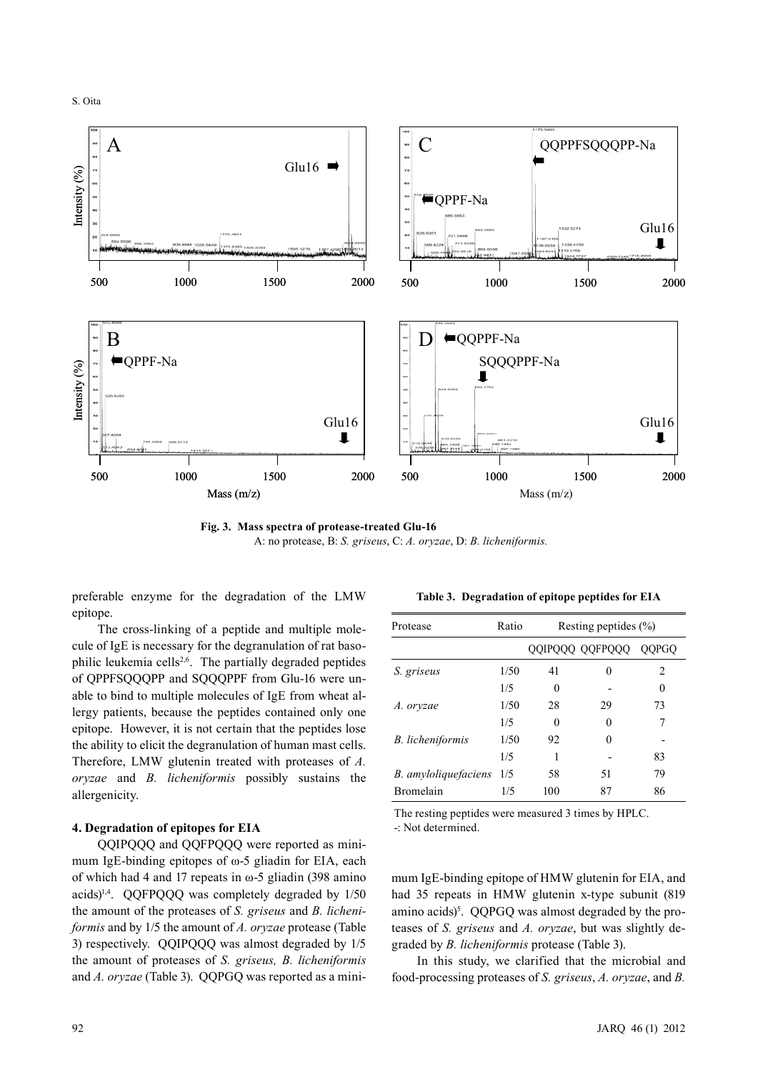Fig. 3. Mass spectra of protease-treated Glu-16
A: no protease, B: *S. griseus*, C: *A. oryzae*, D: *B. licheniformis.*

preferable enzyme for the degradation of the LMW epitope.

The cross-linking of a peptide and multiple molecule of IgE is necessary for the degranulation of rat basophilic leukemia cells[2,6]. The partially degraded peptides of QPPFSQQQPP and SQQQPPF from Glu-16 were unable to bind to multiple molecules of IgE from wheat allergy patients, because the peptides contained only one epitope. However, it is not certain that the peptides lose the ability to elicit the degranulation of human mast cells. Therefore, LMW glutenin treated with proteases of *A. oryzae* and *B. licheniformis* possibly sustains the allergenicity.

### 4. Degradation of epitopes for EIA

QQIPQQQ and QQFPQQQ were reported as minimum IgE-binding epitopes of ω-5 gliadin for EIA, each of which had 4 and 17 repeats in ω-5 gliadin (398 amino acids)[1,4]. QQFPQQQ was completely degraded by 1/50 the amount of the proteases of *S. griseus* and *B. licheniformis* and by 1/5 the amount of *A. oryzae* protease (Table 3) respectively. QQIPQQQ was almost degraded by 1/5 the amount of proteases of *S. griseus, B. licheniformis* and *A. oryzae* (Table 3). QQPGQ was reported as a minimum IgE-binding epitope of HMW glutenin for EIA, and had 35 repeats in HMW glutenin x-type subunit (819 amino acids)[5]. QQPGQ was almost degraded by the proteases of *S. griseus* and *A. oryzae*, but was slightly degraded by *B. licheniformis* protease (Table 3).

In this study, we clarified that the microbial and food-processing proteases of *S. griseus*, *A. oryzae*, and *B.*

**Table 3. Degradation of epitope peptides for EIA**

| Protease | Ratio | Resting peptides (%) | | |
|---|---|---|---|---|
| | | QQIPQQQ | QQFPQQQ | QQPGQ |
| *S. griseus* | 1/50 | 41 | 0 | 2 |
| | 1/5 | 0 | - | 0 |
| *A. oryzae* | 1/50 | 28 | 29 | 73 |
| | 1/5 | 0 | 0 | 7 |
| *B. licheniformis* | 1/50 | 92 | 0 | - |
| | 1/5 | 1 | - | 83 |
| *B. amyloliquefaciens* | 1/5 | 58 | 51 | 79 |
| Bromelain | 1/5 | 100 | 87 | 86 |

The resting peptides were measured 3 times by HPLC.
-: Not determined.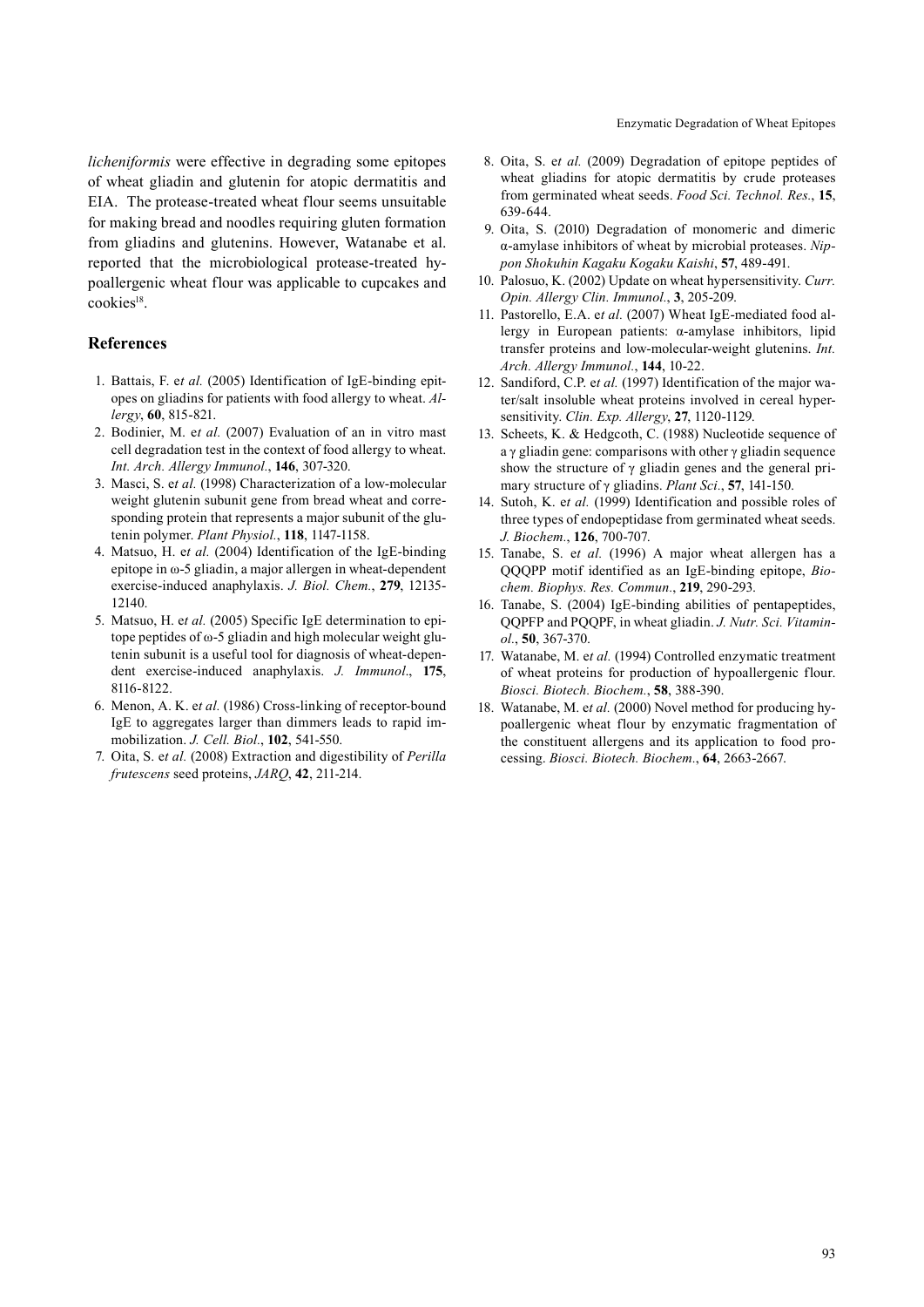*licheniformis* were effective in degrading some epitopes of wheat gliadin and glutenin for atopic dermatitis and EIA. The protease-treated wheat flour seems unsuitable for making bread and noodles requiring gluten formation from gliadins and glutenins. However, Watanabe et al. reported that the microbiological protease-treated hypoallergenic wheat flour was applicable to cupcakes and cookies[18].

## References

1. Battais, F. e*t al.* (2005) Identification of IgE-binding epitopes on gliadins for patients with food allergy to wheat. *Allergy*, **60**, 815-821.
2. Bodinier, M. e*t al.* (2007) Evaluation of an in vitro mast cell degradation test in the context of food allergy to wheat. *Int. Arch. Allergy Immunol.*, **146**, 307-320.
3. Masci, S. e*t al.* (1998) Characterization of a low-molecular weight glutenin subunit gene from bread wheat and corresponding protein that represents a major subunit of the glutenin polymer. *Plant Physiol.*, **118**, 1147-1158.
4. Matsuo, H. e*t al.* (2004) Identification of the IgE-binding epitope in ω-5 gliadin, a major allergen in wheat-dependent exercise-induced anaphylaxis. *J. Biol. Chem.*, **279**, 12135-12140.
5. Matsuo, H. e*t al.* (2005) Specific IgE determination to epitope peptides of ω-5 gliadin and high molecular weight glutenin subunit is a useful tool for diagnosis of wheat-dependent exercise-induced anaphylaxis. *J. Immunol*., **175**, 8116-8122.
6. Menon, A. K. e*t al.* (1986) Cross-linking of receptor-bound IgE to aggregates larger than dimmers leads to rapid immobilization. *J. Cell. Biol*., **102**, 541-550.
7. Oita, S. e*t al.* (2008) Extraction and digestibility of *Perilla frutescens* seed proteins, *JARQ*, **42**, 211-214.
8. Oita, S. e*t al.* (2009) Degradation of epitope peptides of wheat gliadins for atopic dermatitis by crude proteases from germinated wheat seeds. *Food Sci. Technol. Res.*, **15**, 639-644.
9. Oita, S. (2010) Degradation of monomeric and dimeric α-amylase inhibitors of wheat by microbial proteases. *Nippon Shokuhin Kagaku Kogaku Kaishi*, **57**, 489-491.
10. Palosuo, K. (2002) Update on wheat hypersensitivity. *Curr. Opin. Allergy Clin. Immunol.*, **3**, 205-209.
11. Pastorello, E.A. e*t al.* (2007) Wheat IgE-mediated food allergy in European patients: α-amylase inhibitors, lipid transfer proteins and low-molecular-weight glutenins. *Int. Arch. Allergy Immunol.*, **144**, 10-22.
12. Sandiford, C.P. e*t al.* (1997) Identification of the major water/salt insoluble wheat proteins involved in cereal hypersensitivity. *Clin. Exp. Allergy*, **27**, 1120-1129.
13. Scheets, K. & Hedgcoth, C. (1988) Nucleotide sequence of a γ gliadin gene: comparisons with other γ gliadin sequence show the structure of γ gliadin genes and the general primary structure of γ gliadins. *Plant Sci*., **57**, 141-150.
14. Sutoh, K. e*t al.* (1999) Identification and possible roles of three types of endopeptidase from germinated wheat seeds. *J. Biochem*., **126**, 700-707.
15. Tanabe, S. e*t al.* (1996) A major wheat allergen has a QQQPP motif identified as an IgE-binding epitope, *Biochem. Biophys. Res. Commun*., **219**, 290-293.
16. Tanabe, S. (2004) IgE-binding abilities of pentapeptides, QQPFP and PQQPF, in wheat gliadin. *J. Nutr. Sci. Vitaminol.*, **50**, 367-370.
17. Watanabe, M. e*t al.* (1994) Controlled enzymatic treatment of wheat proteins for production of hypoallergenic flour. *Biosci. Biotech. Biochem.*, **58**, 388-390.
18. Watanabe, M. e*t al.* (2000) Novel method for producing hypoallergenic wheat flour by enzymatic fragmentation of the constituent allergens and its application to food processing. *Biosci. Biotech. Biochem.*, **64**, 2663-2667.